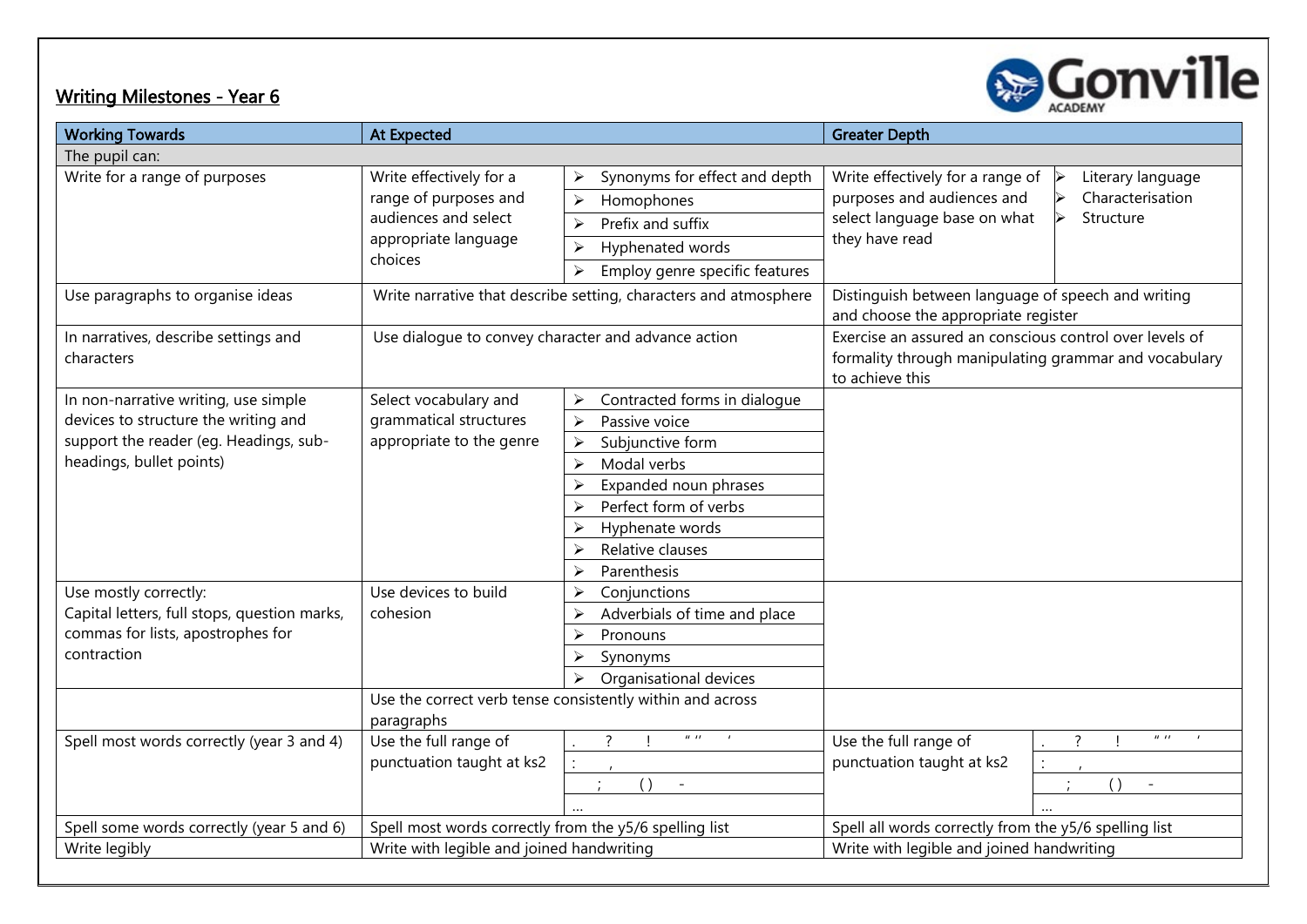## Writing Milestones - Year 6

Gonville ACADEMY

| Working Towards | At Expected | | Greater Depth | |
|---|---|---|---|---|
| The pupil can: | | | | |
| Write for a range of purposes | Write effectively for a range of purposes and audiences and select appropriate language choices | ➢ Synonyms for effect and depth<br>➢ Homophones<br>➢ Prefix and suffix<br>➢ Hyphenated words<br>➢ Employ genre specific features | Write effectively for a range of purposes and audiences and select language base on what they have read | ➢ Literary language<br>➢ Characterisation<br>➢ Structure |
| Use paragraphs to organise ideas | Write narrative that describe setting, characters and atmosphere | | Distinguish between language of speech and writing and choose the appropriate register | |
| In narratives, describe settings and characters | Use dialogue to convey character and advance action | | Exercise an assured an conscious control over levels of formality through manipulating grammar and vocabulary to achieve this | |
| In non-narrative writing, use simple devices to structure the writing and support the reader (eg. Headings, sub-headings, bullet points) | Select vocabulary and grammatical structures appropriate to the genre | ➢ Contracted forms in dialogue<br>➢ Passive voice<br>➢ Subjunctive form<br>➢ Modal verbs<br>➢ Expanded noun phrases<br>➢ Perfect form of verbs<br>➢ Hyphenate words<br>➢ Relative clauses<br>➢ Parenthesis | | |
| Use mostly correctly:<br>Capital letters, full stops, question marks, commas for lists, apostrophes for contraction | Use devices to build cohesion | ➢ Conjunctions<br>➢ Adverbials of time and place<br>➢ Pronouns<br>➢ Synonyms<br>➢ Organisational devices | | |
| | Use the correct verb tense consistently within and across paragraphs | | | |
| Spell most words correctly (year 3 and 4) | Use the full range of punctuation taught at ks2 | . ? ! " " '<br>: ,<br>; ( ) -<br>… | Use the full range of punctuation taught at ks2 | . ? ! " " '<br>: ,<br>; ( ) -<br>… |
| Spell some words correctly (year 5 and 6) | Spell most words correctly from the y5/6 spelling list | | Spell all words correctly from the y5/6 spelling list | |
| Write legibly | Write with legible and joined handwriting | | Write with legible and joined handwriting | |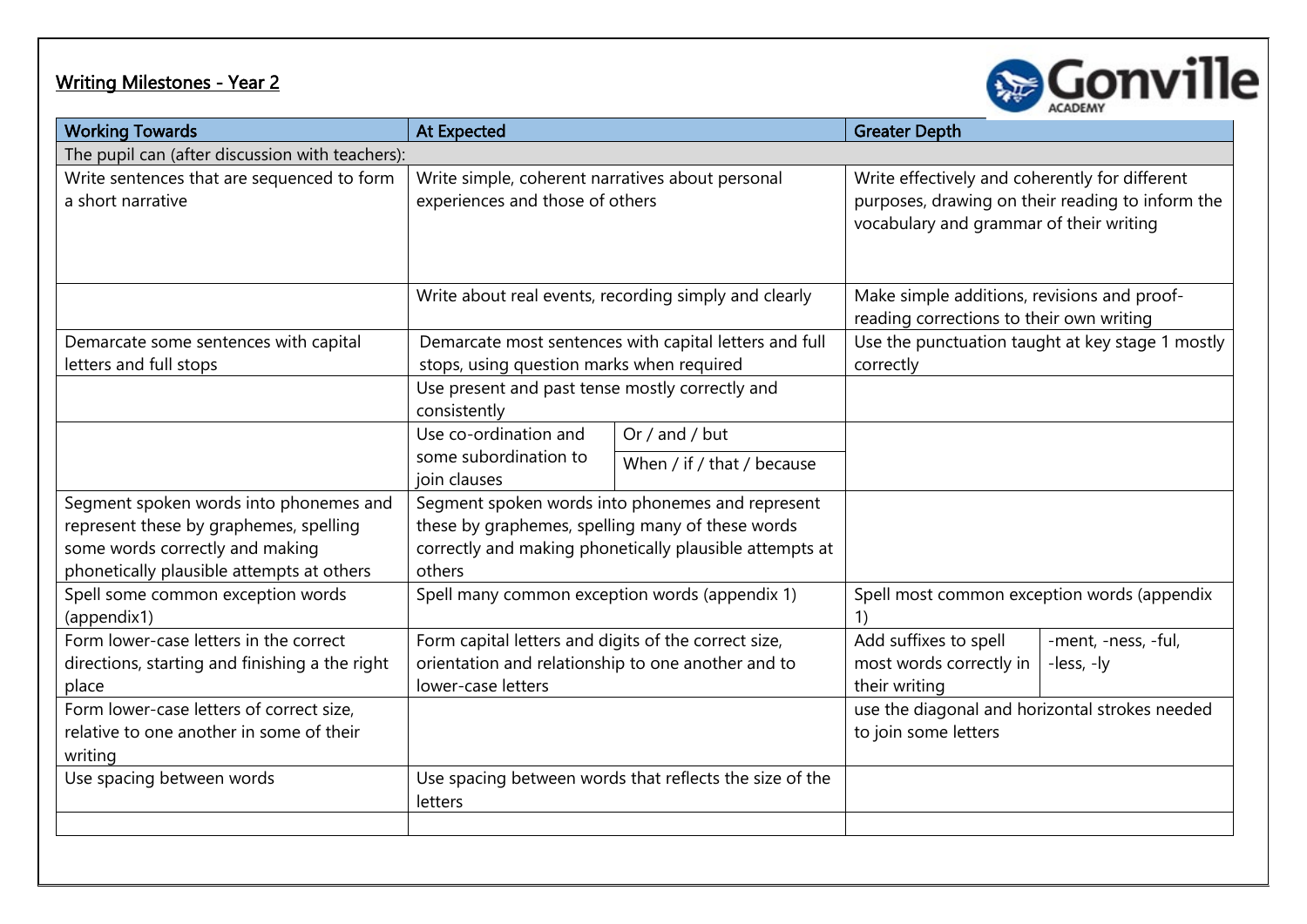## Writing Milestones - Year 2

| Working Towards | At Expected | Greater Depth |
| --- | --- | --- |
| The pupil can (after discussion with teachers): | | |
| Write sentences that are sequenced to form a short narrative | Write simple, coherent narratives about personal experiences and those of others | Write effectively and coherently for different purposes, drawing on their reading to inform the vocabulary and grammar of their writing |
| | Write about real events, recording simply and clearly | Make simple additions, revisions and proof-reading corrections to their own writing |
| Demarcate some sentences with capital letters and full stops | Demarcate most sentences with capital letters and full stops, using question marks when required | Use the punctuation taught at key stage 1 mostly correctly |
| | Use present and past tense mostly correctly and consistently | |
| | Use co-ordination and some subordination to join clauses: Or / and / but; When / if / that / because | |
| Segment spoken words into phonemes and represent these by graphemes, spelling some words correctly and making phonetically plausible attempts at others | Segment spoken words into phonemes and represent these by graphemes, spelling many of these words correctly and making phonetically plausible attempts at others | |
| Spell some common exception words (appendix1) | Spell many common exception words (appendix 1) | Spell most common exception words (appendix 1) |
| Form lower-case letters in the correct directions, starting and finishing a the right place | Form capital letters and digits of the correct size, orientation and relationship to one another and to lower-case letters | Add suffixes to spell most words correctly in their writing: -ment, -ness, -ful, -less, -ly |
| Form lower-case letters of correct size, relative to one another in some of their writing | | use the diagonal and horizontal strokes needed to join some letters |
| Use spacing between words | Use spacing between words that reflects the size of the letters | |
| | | |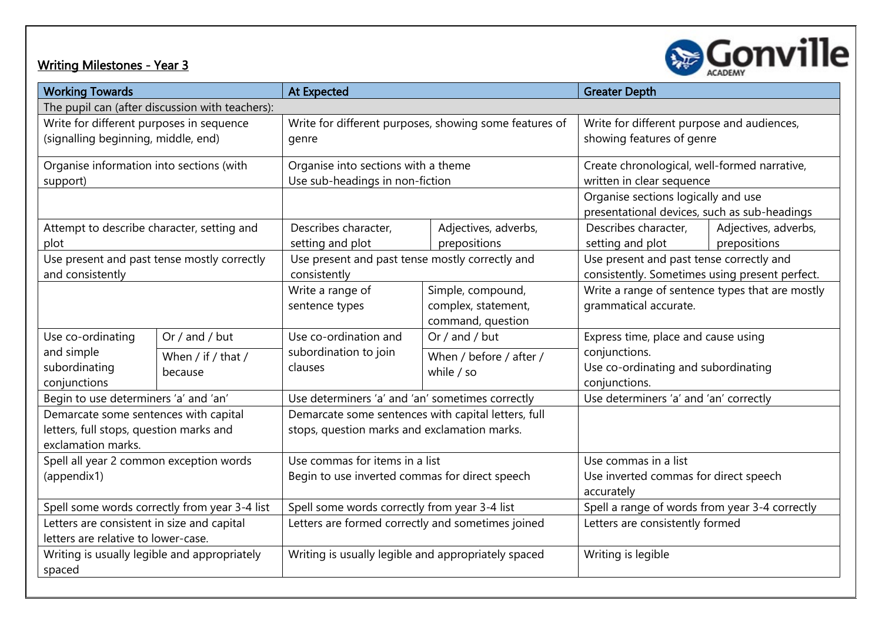## Writing Milestones - Year 3

Gonville ACADEMY

| Working Towards | | At Expected | | Greater Depth | |
|---|---|---|---|---|---|
| The pupil can (after discussion with teachers): | | | | | |
| Write for different purposes in sequence (signalling beginning, middle, end) | | Write for different purposes, showing some features of genre | | Write for different purpose and audiences, showing features of genre | |
| Organise information into sections (with support) | | Organise into sections with a theme<br>Use sub-headings in non-fiction | | Create chronological, well-formed narrative, written in clear sequence | |
| | | | | Organise sections logically and use presentational devices, such as sub-headings | |
| Attempt to describe character, setting and plot | | Describes character, setting and plot | Adjectives, adverbs, prepositions | Describes character, setting and plot | Adjectives, adverbs, prepositions |
| Use present and past tense mostly correctly and consistently | | Use present and past tense mostly correctly and consistently | | Use present and past tense correctly and consistently. Sometimes using present perfect. | |
| | | Write a range of sentence types | Simple, compound, complex, statement, command, question | Write a range of sentence types that are mostly grammatical accurate. | |
| Use co-ordinating and simple subordinating conjunctions | Or / and / but<br>When / if / that / because | Use co-ordination and subordination to join clauses | Or / and / but<br>When / before / after / while / so | Express time, place and cause using conjunctions.<br>Use co-ordinating and subordinating conjunctions. | |
| Begin to use determiners 'a' and 'an' | | Use determiners 'a' and 'an' sometimes correctly | | Use determiners 'a' and 'an' correctly | |
| Demarcate some sentences with capital letters, full stops, question marks and exclamation marks. | | Demarcate some sentences with capital letters, full stops, question marks and exclamation marks. | | | |
| Spell all year 2 common exception words (appendix1) | | Use commas for items in a list<br>Begin to use inverted commas for direct speech | | Use commas in a list<br>Use inverted commas for direct speech accurately | |
| Spell some words correctly from year 3-4 list | | Spell some words correctly from year 3-4 list | | Spell a range of words from year 3-4 correctly | |
| Letters are consistent in size and capital letters are relative to lower-case. | | Letters are formed correctly and sometimes joined | | Letters are consistently formed | |
| Writing is usually legible and appropriately spaced | | Writing is usually legible and appropriately spaced | | Writing is legible | |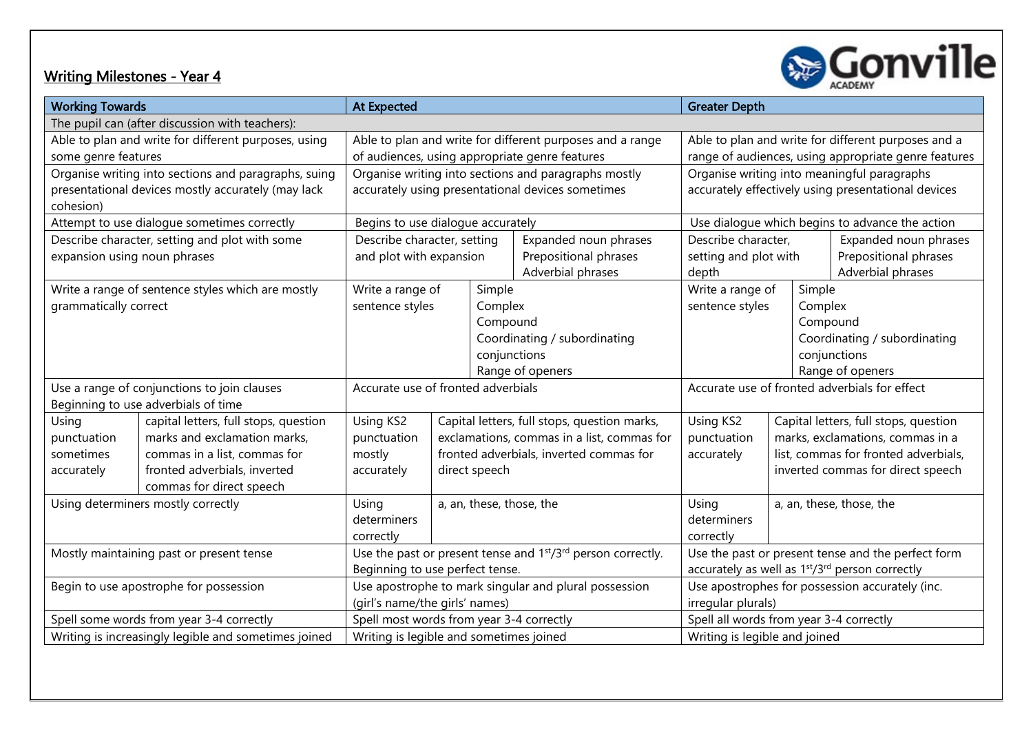## Writing Milestones - Year 4

Gonville ACADEMY

| Working Towards | At Expected | Greater Depth |
|---|---|---|
| The pupil can (after discussion with teachers): | | |
| Able to plan and write for different purposes, using some genre features | Able to plan and write for different purposes and a range of audiences, using appropriate genre features | Able to plan and write for different purposes and a range of audiences, using appropriate genre features |
| Organise writing into sections and paragraphs, suing presentational devices mostly accurately (may lack cohesion) | Organise writing into sections and paragraphs mostly accurately using presentational devices sometimes | Organise writing into meaningful paragraphs accurately effectively using presentational devices |
| Attempt to use dialogue sometimes correctly | Begins to use dialogue accurately | Use dialogue which begins to advance the action |
| Describe character, setting and plot with some expansion using noun phrases | Describe character, setting and plot with expansion: Expanded noun phrases, Prepositional phrases, Adverbial phrases | Describe character, setting and plot with depth: Expanded noun phrases, Prepositional phrases, Adverbial phrases |
| Write a range of sentence styles which are mostly grammatically correct | Write a range of sentence styles: Simple, Complex, Compound, Coordinating / subordinating conjunctions, Range of openers | Write a range of sentence styles: Simple, Complex, Compound, Coordinating / subordinating conjunctions, Range of openers |
| Use a range of conjunctions to join clauses<br>Beginning to use adverbials of time | Accurate use of fronted adverbials | Accurate use of fronted adverbials for effect |
| Using punctuation sometimes accurately: capital letters, full stops, question marks and exclamation marks, commas in a list, commas for fronted adverbials, inverted commas for direct speech | Using KS2 punctuation mostly accurately: Capital letters, full stops, question marks, exclamations, commas in a list, commas for fronted adverbials, inverted commas for direct speech | Using KS2 punctuation accurately: Capital letters, full stops, question marks, exclamations, commas in a list, commas for fronted adverbials, inverted commas for direct speech |
| Using determiners mostly correctly | Using determiners correctly: a, an, these, those, the | Using determiners correctly: a, an, these, those, the |
| Mostly maintaining past or present tense | Use the past or present tense and 1st/3rd person correctly. Beginning to use perfect tense. | Use the past or present tense and the perfect form accurately as well as 1st/3rd person correctly |
| Begin to use apostrophe for possession | Use apostrophe to mark singular and plural possession (girl's name/the girls' names) | Use apostrophes for possession accurately (inc. irregular plurals) |
| Spell some words from year 3-4 correctly | Spell most words from year 3-4 correctly | Spell all words from year 3-4 correctly |
| Writing is increasingly legible and sometimes joined | Writing is legible and sometimes joined | Writing is legible and joined |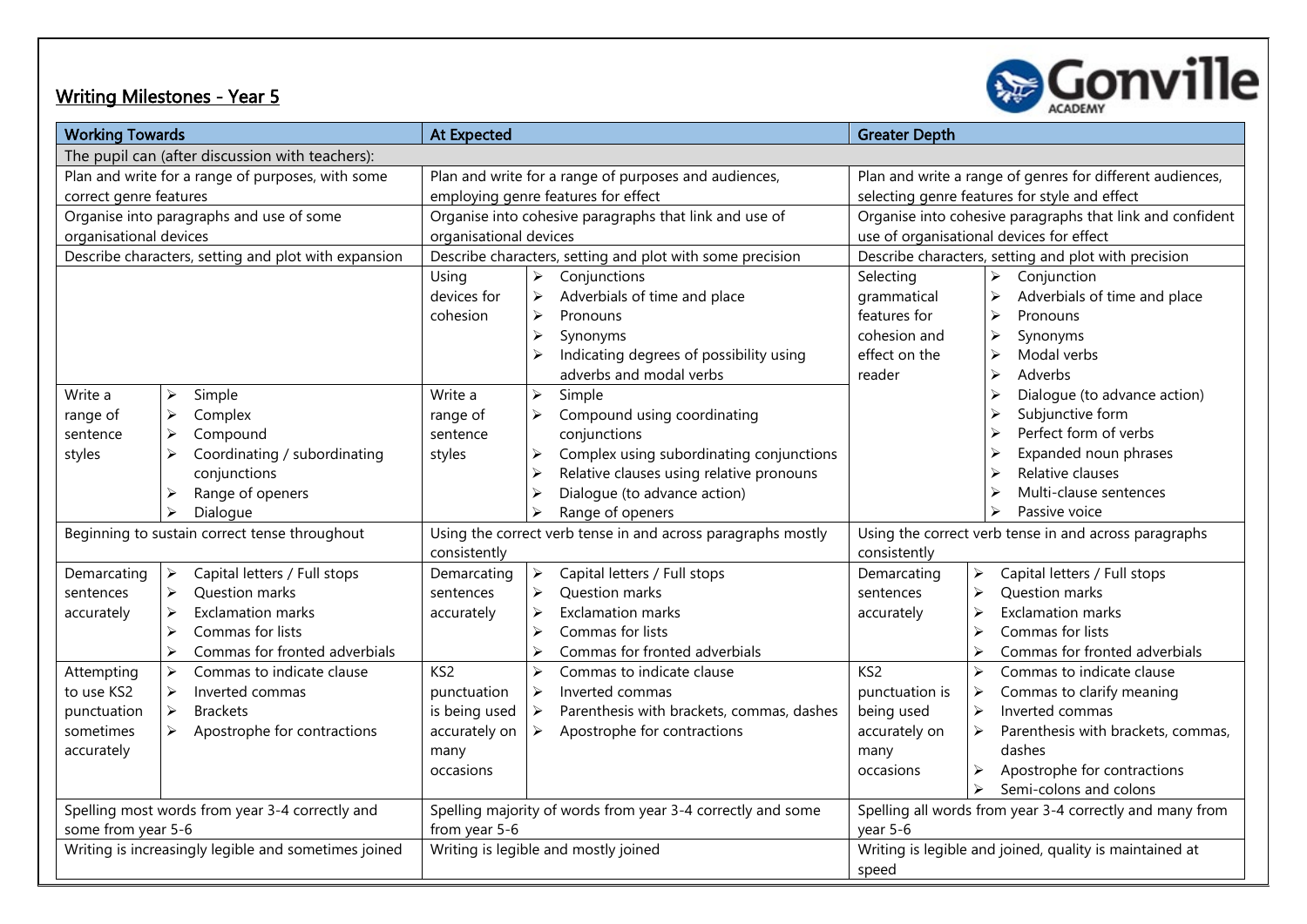## Writing Milestones - Year 5

Gonville ACADEMY

| Working Towards | | At Expected | | Greater Depth | |
|---|---|---|---|---|---|
| The pupil can (after discussion with teachers): | | | | | |
| Plan and write for a range of purposes, with some correct genre features | | Plan and write for a range of purposes and audiences, employing genre features for effect | | Plan and write a range of genres for different audiences, selecting genre features for style and effect | |
| Organise into paragraphs and use of some organisational devices | | Organise into cohesive paragraphs that link and use of organisational devices | | Organise into cohesive paragraphs that link and confident use of organisational devices for effect | |
| Describe characters, setting and plot with expansion | | Describe characters, setting and plot with some precision | | Describe characters, setting and plot with precision | |
| | | Using devices for cohesion | ➢ Conjunctions<br>➢ Adverbials of time and place<br>➢ Pronouns<br>➢ Synonyms<br>➢ Indicating degrees of possibility using adverbs and modal verbs | Selecting grammatical features for cohesion and effect on the reader | ➢ Conjunction<br>➢ Adverbials of time and place<br>➢ Pronouns<br>➢ Synonyms<br>➢ Modal verbs<br>➢ Adverbs<br>➢ Dialogue (to advance action)<br>➢ Subjunctive form<br>➢ Perfect form of verbs<br>➢ Expanded noun phrases<br>➢ Relative clauses<br>➢ Multi-clause sentences<br>➢ Passive voice |
| Write a range of sentence styles | ➢ Simple<br>➢ Complex<br>➢ Compound<br>➢ Coordinating / subordinating conjunctions<br>➢ Range of openers<br>➢ Dialogue | Write a range of sentence styles | ➢ Simple<br>➢ Compound using coordinating conjunctions<br>➢ Complex using subordinating conjunctions<br>➢ Relative clauses using relative pronouns<br>➢ Dialogue (to advance action)<br>➢ Range of openers | | |
| Beginning to sustain correct tense throughout | | Using the correct verb tense in and across paragraphs mostly consistently | | Using the correct verb tense in and across paragraphs consistently | |
| Demarcating sentences accurately | ➢ Capital letters / Full stops<br>➢ Question marks<br>➢ Exclamation marks<br>➢ Commas for lists<br>➢ Commas for fronted adverbials | Demarcating sentences accurately | ➢ Capital letters / Full stops<br>➢ Question marks<br>➢ Exclamation marks<br>➢ Commas for lists<br>➢ Commas for fronted adverbials | Demarcating sentences accurately | ➢ Capital letters / Full stops<br>➢ Question marks<br>➢ Exclamation marks<br>➢ Commas for lists<br>➢ Commas for fronted adverbials |
| Attempting to use KS2 punctuation sometimes accurately | ➢ Commas to indicate clause<br>➢ Inverted commas<br>➢ Brackets<br>➢ Apostrophe for contractions | KS2 punctuation is being used accurately on many occasions | ➢ Commas to indicate clause<br>➢ Inverted commas<br>➢ Parenthesis with brackets, commas, dashes<br>➢ Apostrophe for contractions | KS2 punctuation is being used accurately on many occasions | ➢ Commas to indicate clause<br>➢ Commas to clarify meaning<br>➢ Inverted commas<br>➢ Parenthesis with brackets, commas, dashes<br>➢ Apostrophe for contractions<br>➢ Semi-colons and colons |
| Spelling most words from year 3-4 correctly and some from year 5-6 | | Spelling majority of words from year 3-4 correctly and some from year 5-6 | | Spelling all words from year 3-4 correctly and many from year 5-6 | |
| Writing is increasingly legible and sometimes joined | | Writing is legible and mostly joined | | Writing is legible and joined, quality is maintained at speed | |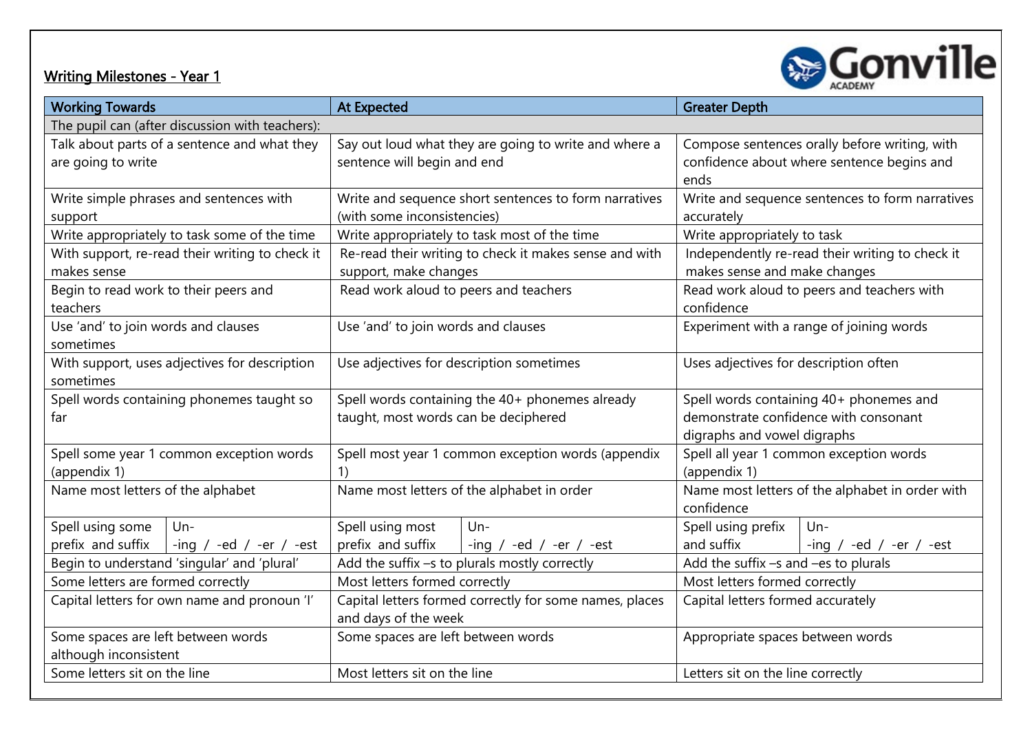**Writing Milestones - Year 1**

| Working Towards | At Expected | Greater Depth |
| --- | --- | --- |
| The pupil can (after discussion with teachers): | | |
| Talk about parts of a sentence and what they are going to write | Say out loud what they are going to write and where a sentence will begin and end | Compose sentences orally before writing, with confidence about where sentence begins and ends |
| Write simple phrases and sentences with support | Write and sequence short sentences to form narratives (with some inconsistencies) | Write and sequence sentences to form narratives accurately |
| Write appropriately to task some of the time | Write appropriately to task most of the time | Write appropriately to task |
| With support, re-read their writing to check it makes sense | Re-read their writing to check it makes sense and with support, make changes | Independently re-read their writing to check it makes sense and make changes |
| Begin to read work to their peers and teachers | Read work aloud to peers and teachers | Read work aloud to peers and teachers with confidence |
| Use 'and' to join words and clauses sometimes | Use 'and' to join words and clauses | Experiment with a range of joining words |
| With support, uses adjectives for description sometimes | Use adjectives for description sometimes | Uses adjectives for description often |
| Spell words containing phonemes taught so far | Spell words containing the 40+ phonemes already taught, most words can be deciphered | Spell words containing 40+ phonemes and demonstrate confidence with consonant digraphs and vowel digraphs |
| Spell some year 1 common exception words (appendix 1) | Spell most year 1 common exception words (appendix 1) | Spell all year 1 common exception words (appendix 1) |
| Name most letters of the alphabet | Name most letters of the alphabet in order | Name most letters of the alphabet in order with confidence |
| Spell using some prefix and suffix: Un- / -ing / -ed / -er / -est | Spell using most prefix and suffix: Un- / -ing / -ed / -er / -est | Spell using prefix and suffix: Un- / -ing / -ed / -er / -est |
| Begin to understand 'singular' and 'plural' | Add the suffix –s to plurals mostly correctly | Add the suffix –s and –es to plurals |
| Some letters are formed correctly | Most letters formed correctly | Most letters formed correctly |
| Capital letters for own name and pronoun 'I' | Capital letters formed correctly for some names, places and days of the week | Capital letters formed accurately |
| Some spaces are left between words although inconsistent | Some spaces are left between words | Appropriate spaces between words |
| Some letters sit on the line | Most letters sit on the line | Letters sit on the line correctly |